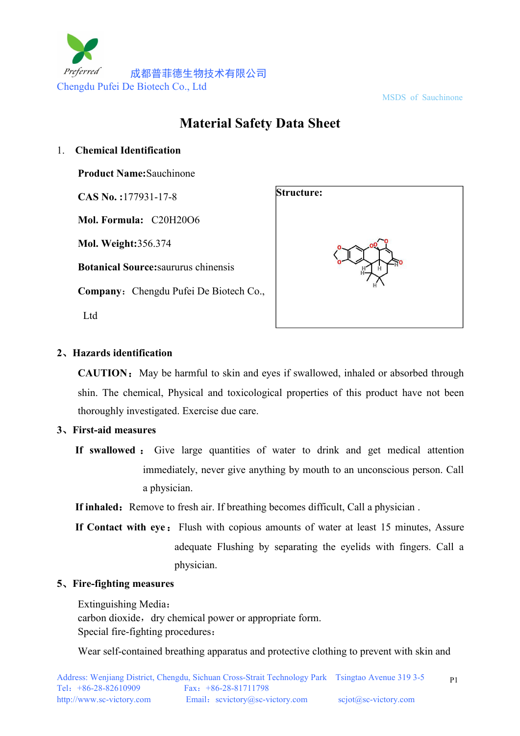成都普菲德生物技术有限公司
Chengdu Pufei De Biotech Co., Ltd

MSDS of Sauchinone

# Material Safety Data Sheet

## 1. Chemical Identification

**Product Name:**Sauchinone

**CAS No. :**177931-17-8

**Mol. Formula:** $C_{20}H_{20}O_6$

**Mol. Weight:**356.374

**Botanical Source:**saurusus chinensis

**Company**：Chengdu Pufei De Biotech Co., Ltd

**Structure:**

## 2、Hazards identification

**CAUTION**：May be harmful to skin and eyes if swallowed, inhaled or absorbed through shin. The chemical, Physical and toxicological properties of this product have not been thoroughly investigated. Exercise due care.

## 3、First-aid measures

**If swallowed**：Give large quantities of water to drink and get medical attention immediately, never give anything by mouth to an unconscious person. Call a physician.

**If inhaled**：Remove to fresh air. If breathing becomes difficult, Call a physician .

**If Contact with eye**：Flush with copious amounts of water at least 15 minutes, Assure adequate Flushing by separating the eyelids with fingers. Call a physician.

## 5、Fire-fighting measures

Extinguishing Media：
carbon dioxide，dry chemical power or appropriate form.
Special fire-fighting procedures：

Wear self-contained breathing apparatus and protective clothing to prevent with skin and

Address: Wenjiang District, Chengdu, Sichuan Cross-Strait Technology Park Tsingtao Avenue 319 3-5
Tel：+86-28-82610909 Fax：+86-28-81711798
http://www.sc-victory.com Email：scvictory@sc-victory.com scjot@sc-victory.com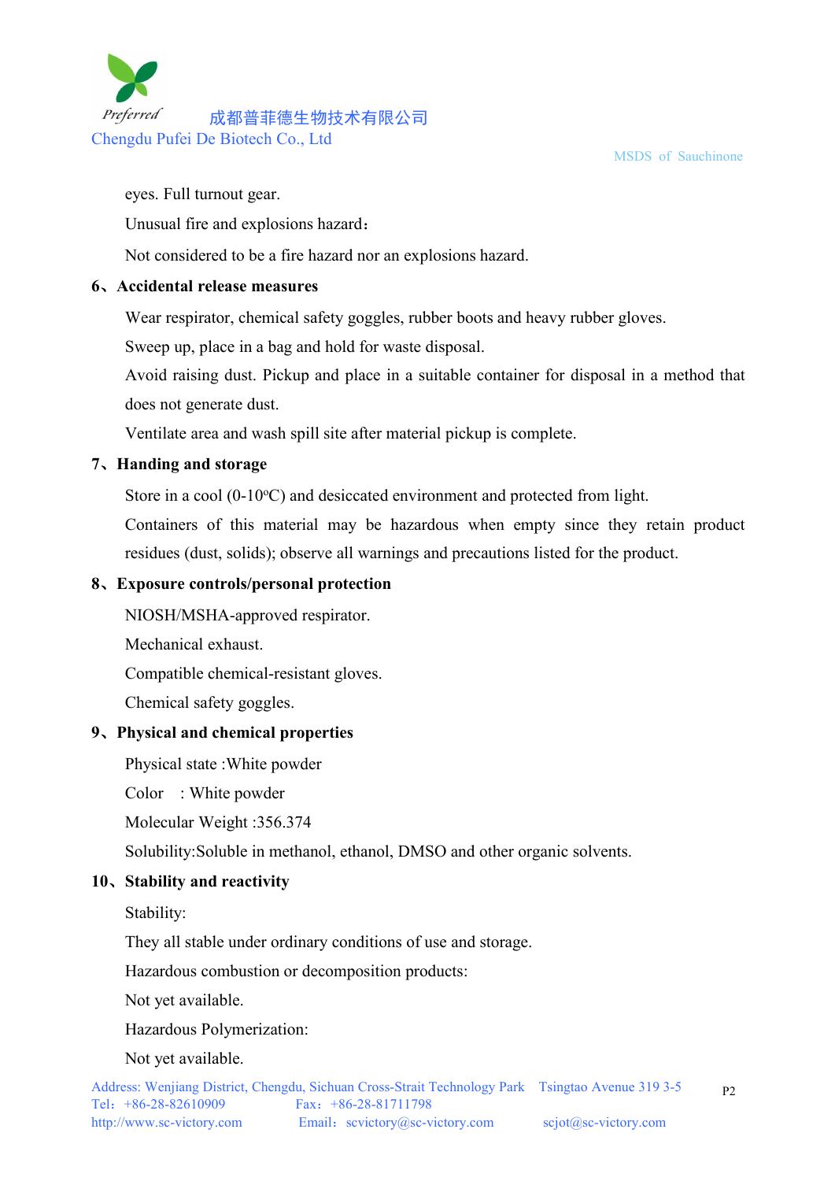eyes. Full turnout gear.

Unusual fire and explosions hazard：

Not considered to be a fire hazard nor an explosions hazard.

## 6、Accidental release measures

Wear respirator, chemical safety goggles, rubber boots and heavy rubber gloves.

Sweep up, place in a bag and hold for waste disposal.

Avoid raising dust. Pickup and place in a suitable container for disposal in a method that does not generate dust.

Ventilate area and wash spill site after material pickup is complete.

## 7、Handing and storage

Store in a cool (0-10$^{o}$C) and desiccated environment and protected from light.

Containers of this material may be hazardous when empty since they retain product residues (dust, solids); observe all warnings and precautions listed for the product.

## 8、Exposure controls/personal protection

NIOSH/MSHA-approved respirator.

Mechanical exhaust.

Compatible chemical-resistant gloves.

Chemical safety goggles.

## 9、Physical and chemical properties

Physical state :White powder

Color : White powder

Molecular Weight :356.374

Solubility:Soluble in methanol, ethanol, DMSO and other organic solvents.

## 10、Stability and reactivity

Stability:

They all stable under ordinary conditions of use and storage.

Hazardous combustion or decomposition products:

Not yet available.

Hazardous Polymerization:

Not yet available.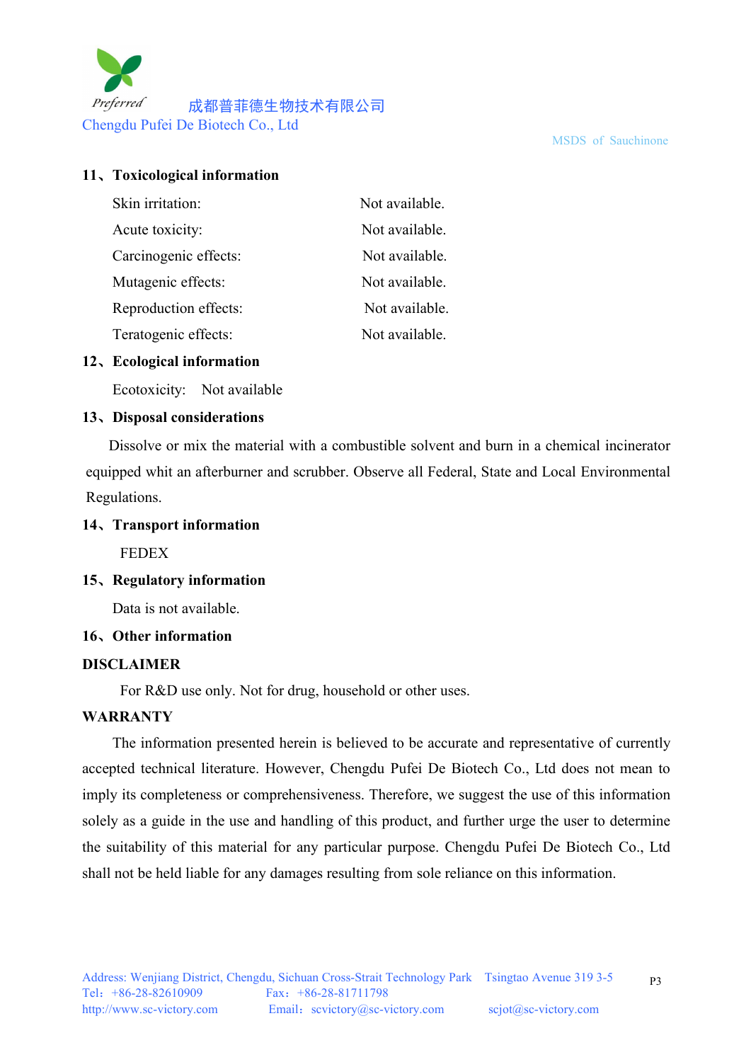## 11、Toxicological information

| | |
|---|---|
| Skin irritation: | Not available. |
| Acute toxicity: | Not available. |
| Carcinogenic effects: | Not available. |
| Mutagenic effects: | Not available. |
| Reproduction effects: | Not available. |
| Teratogenic effects: | Not available. |

## 12、Ecological information

Ecotoxicity: Not available

## 13、Disposal considerations

Dissolve or mix the material with a combustible solvent and burn in a chemical incinerator equipped whit an afterburner and scrubber. Observe all Federal, State and Local Environmental Regulations.

## 14、Transport information

FEDEX

## 15、Regulatory information

Data is not available.

## 16、Other information

**DISCLAIMER**

For R&D use only. Not for drug, household or other uses.

**WARRANTY**

The information presented herein is believed to be accurate and representative of currently accepted technical literature. However, Chengdu Pufei De Biotech Co., Ltd does not mean to imply its completeness or comprehensiveness. Therefore, we suggest the use of this information solely as a guide in the use and handling of this product, and further urge the user to determine the suitability of this material for any particular purpose. Chengdu Pufei De Biotech Co., Ltd shall not be held liable for any damages resulting from sole reliance on this information.